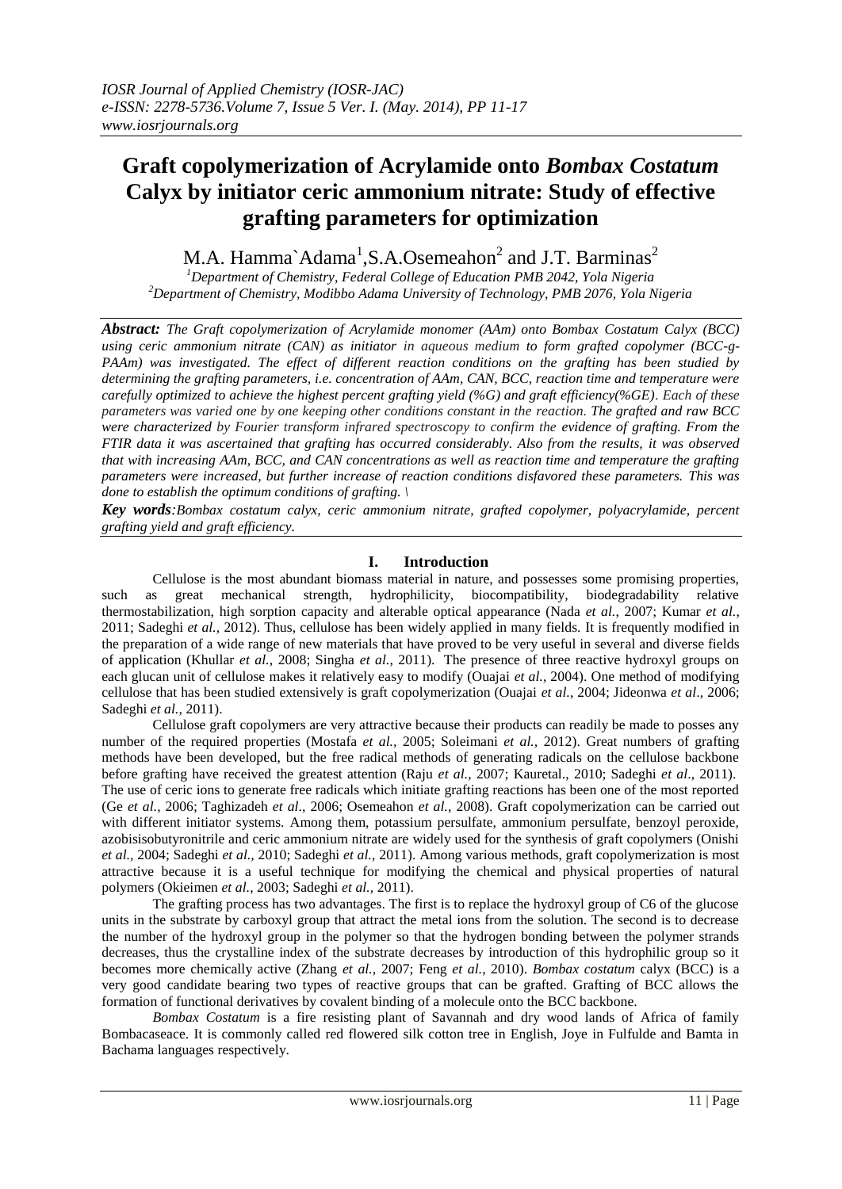# Graft copolymerization of Acrylamide onto *Bombax Costatum* Calyx by initiator ceric ammonium nitrate: Study of effective grafting parameters for optimization

M.A. Hamma`Adama[1], S.A.Osemeahon[2] and J.T. Barminas[2]

[1]Department of Chemistry, Federal College of Education PMB 2042, Yola Nigeria
[2]Department of Chemistry, Modibbo Adama University of Technology, PMB 2076, Yola Nigeria

***Abstract:*** *The Graft copolymerization of Acrylamide monomer (AAm) onto Bombax Costatum Calyx (BCC) using ceric ammonium nitrate (CAN) as initiator in aqueous medium to form grafted copolymer (BCC-g-PAAm) was investigated. The effect of different reaction conditions on the grafting has been studied by determining the grafting parameters, i.e. concentration of AAm, CAN, BCC, reaction time and temperature were carefully optimized to achieve the highest percent grafting yield (%G) and graft efficiency(%GE). Each of these parameters was varied one by one keeping other conditions constant in the reaction. The grafted and raw BCC were characterized by Fourier transform infrared spectroscopy to confirm the evidence of grafting. From the FTIR data it was ascertained that grafting has occurred considerably. Also from the results, it was observed that with increasing AAm, BCC, and CAN concentrations as well as reaction time and temperature the grafting parameters were increased, but further increase of reaction conditions disfavored these parameters. This was done to establish the optimum conditions of grafting. \*

***Key words****:Bombax costatum calyx, ceric ammonium nitrate, grafted copolymer, polyacrylamide, percent grafting yield and graft efficiency.*

## I. Introduction

Cellulose is the most abundant biomass material in nature, and possesses some promising properties, such as great mechanical strength, hydrophilicity, biocompatibility, biodegradability relative thermostabilization, high sorption capacity and alterable optical appearance (Nada *et al.*, 2007; Kumar *et al.*, 2011; Sadeghi *et al.*, 2012). Thus, cellulose has been widely applied in many fields. It is frequently modified in the preparation of a wide range of new materials that have proved to be very useful in several and diverse fields of application (Khullar *et al.*, 2008; Singha *et al.*, 2011). The presence of three reactive hydroxyl groups on each glucan unit of cellulose makes it relatively easy to modify (Ouajai *et al.*, 2004). One method of modifying cellulose that has been studied extensively is graft copolymerization (Ouajai *et al.*, 2004; Jideonwa *et al*., 2006; Sadeghi *et al.*, 2011).

Cellulose graft copolymers are very attractive because their products can readily be made to posses any number of the required properties (Mostafa *et al.*, 2005; Soleimani *et al.*, 2012). Great numbers of grafting methods have been developed, but the free radical methods of generating radicals on the cellulose backbone before grafting have received the greatest attention (Raju *et al.*, 2007; Kauretal., 2010; Sadeghi *et al*., 2011). The use of ceric ions to generate free radicals which initiate grafting reactions has been one of the most reported (Ge *et al.*, 2006; Taghizadeh *et al*., 2006; Osemeahon *et al*., 2008). Graft copolymerization can be carried out with different initiator systems. Among them, potassium persulfate, ammonium persulfate, benzoyl peroxide, azobisisobutyronitrile and ceric ammonium nitrate are widely used for the synthesis of graft copolymers (Onishi *et al.*, 2004; Sadeghi *et al.*, 2010; Sadeghi *et al.*, 2011). Among various methods, graft copolymerization is most attractive because it is a useful technique for modifying the chemical and physical properties of natural polymers (Okieimen *et al.*, 2003; Sadeghi *et al.*, 2011).

The grafting process has two advantages. The first is to replace the hydroxyl group of C6 of the glucose units in the substrate by carboxyl group that attract the metal ions from the solution. The second is to decrease the number of the hydroxyl group in the polymer so that the hydrogen bonding between the polymer strands decreases, thus the crystalline index of the substrate decreases by introduction of this hydrophilic group so it becomes more chemically active (Zhang *et al.*, 2007; Feng *et al.*, 2010). *Bombax costatum* calyx (BCC) is a very good candidate bearing two types of reactive groups that can be grafted. Grafting of BCC allows the formation of functional derivatives by covalent binding of a molecule onto the BCC backbone.

*Bombax Costatum* is a fire resisting plant of Savannah and dry wood lands of Africa of family Bombacaseace. It is commonly called red flowered silk cotton tree in English, Joye in Fulfulde and Bamta in Bachama languages respectively.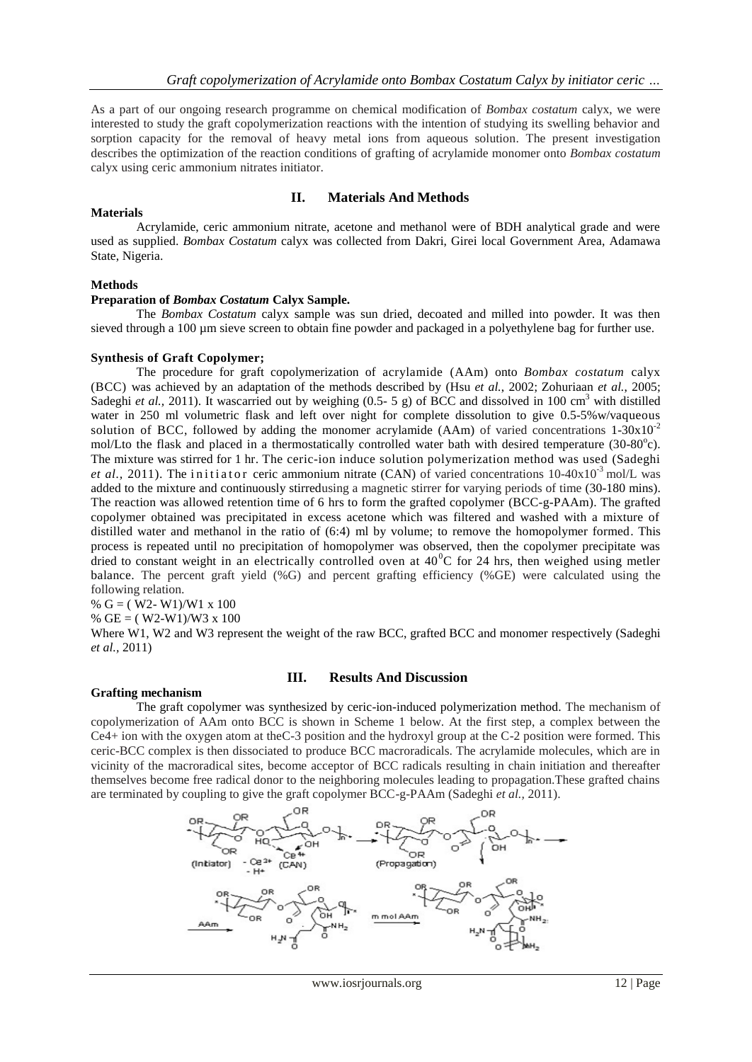As a part of our ongoing research programme on chemical modification of *Bombax costatum* calyx, we were interested to study the graft copolymerization reactions with the intention of studying its swelling behavior and sorption capacity for the removal of heavy metal ions from aqueous solution. The present investigation describes the optimization of the reaction conditions of grafting of acrylamide monomer onto *Bombax costatum* calyx using ceric ammonium nitrates initiator.

## II. Materials And Methods

### Materials

Acrylamide, ceric ammonium nitrate, acetone and methanol were of BDH analytical grade and were used as supplied. *Bombax Costatum* calyx was collected from Dakri, Girei local Government Area, Adamawa State, Nigeria.

### Methods

**Preparation of *Bombax Costatum* Calyx Sample.**

The *Bombax Costatum* calyx sample was sun dried, decoated and milled into powder. It was then sieved through a 100 µm sieve screen to obtain fine powder and packaged in a polyethylene bag for further use.

**Synthesis of Graft Copolymer;**

The procedure for graft copolymerization of acrylamide (AAm) onto *Bombax costatum* calyx (BCC) was achieved by an adaptation of the methods described by (Hsu *et al.*, 2002; Zohuriaan *et al.*, 2005; Sadeghi *et al.*, 2011). It wascarried out by weighing (0.5- 5 g) of BCC and dissolved in 100 $cm^3$ with distilled water in 250 ml volumetric flask and left over night for complete dissolution to give 0.5-5%w/vaqueous solution of BCC, followed by adding the monomer acrylamide (AAm) of varied concentrations $1\text{-}30\times10^{-2}$ mol/Lto the flask and placed in a thermostatically controlled water bath with desired temperature (30-80$^o$c). The mixture was stirred for 1 hr. The ceric-ion induce solution polymerization method was used (Sadeghi *et al.*, 2011). The initiator ceric ammonium nitrate (CAN) of varied concentrations $10\text{-}40\times10^{-3}$ mol/L was added to the mixture and continuously stirredusing a magnetic stirrer for varying periods of time (30-180 mins). The reaction was allowed retention time of 6 hrs to form the grafted copolymer (BCC-g-PAAm). The grafted copolymer obtained was precipitated in excess acetone which was filtered and washed with a mixture of distilled water and methanol in the ratio of (6:4) ml by volume; to remove the homopolymer formed. This process is repeated until no precipitation of homopolymer was observed, then the copolymer precipitate was dried to constant weight in an electrically controlled oven at 40$^0$C for 24 hrs, then weighed using metler balance. The percent graft yield (%G) and percent grafting efficiency (%GE) were calculated using the following relation.

$\% G = ( W2- W1)/W1 \times 100$

$\% GE = ( W2-W1)/W3 \times 100$

Where W1, W2 and W3 represent the weight of the raw BCC, grafted BCC and monomer respectively (Sadeghi *et al.*, 2011)

## III. Results And Discussion

### Grafting mechanism

The graft copolymer was synthesized by ceric-ion-induced polymerization method. The mechanism of copolymerization of AAm onto BCC is shown in Scheme 1 below. At the first step, a complex between the $Ce^{4+}$ ion with the oxygen atom at theC-3 position and the hydroxyl group at the C-2 position were formed. This ceric-BCC complex is then dissociated to produce BCC macroradicals. The acrylamide molecules, which are in vicinity of the macroradical sites, become acceptor of BCC radicals resulting in chain initiation and thereafter themselves become free radical donor to the neighboring molecules leading to propagation.These grafted chains are terminated by coupling to give the graft copolymer BCC-g-PAAm (Sadeghi *et al.*, 2011).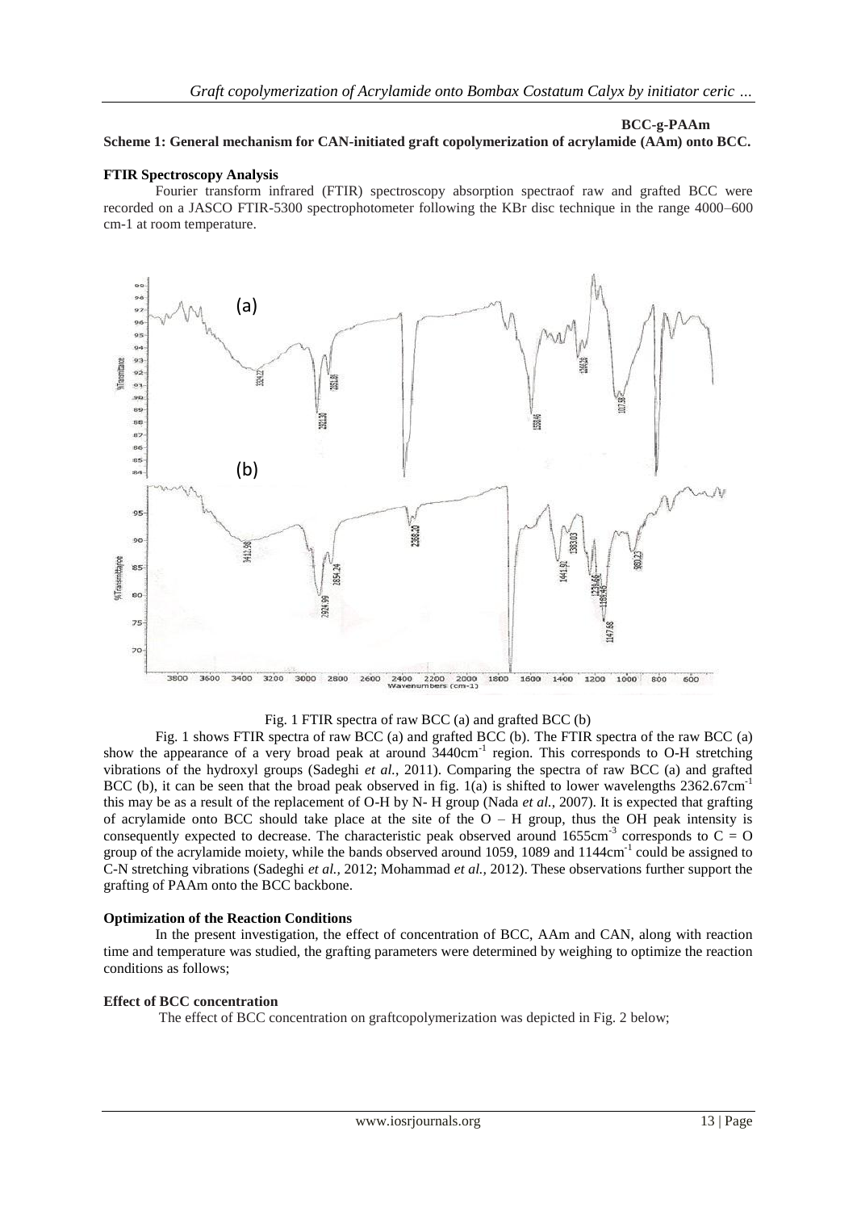**BCC-g-PAAm**

**Scheme 1: General mechanism for CAN-initiated graft copolymerization of acrylamide (AAm) onto BCC.**

**FTIR Spectroscopy Analysis**

Fourier transform infrared (FTIR) spectroscopy absorption spectraof raw and grafted BCC were recorded on a JASCO FTIR-5300 spectrophotometer following the KBr disc technique in the range 4000–600 cm-1 at room temperature.

Fig. 1 FTIR spectra of raw BCC (a) and grafted BCC (b)

Fig. 1 shows FTIR spectra of raw BCC (a) and grafted BCC (b). The FTIR spectra of the raw BCC (a) show the appearance of a very broad peak at around $3440cm^{-1}$ region. This corresponds to O-H stretching vibrations of the hydroxyl groups (Sadeghi *et al.*, 2011). Comparing the spectra of raw BCC (a) and grafted BCC (b), it can be seen that the broad peak observed in fig. 1(a) is shifted to lower wavelengths $2362.67cm^{-1}$ this may be as a result of the replacement of O-H by N- H group (Nada *et al.*, 2007). It is expected that grafting of acrylamide onto BCC should take place at the site of the O – H group, thus the OH peak intensity is consequently expected to decrease. The characteristic peak observed around $1655cm^{-3}$ corresponds to C = O group of the acrylamide moiety, while the bands observed around 1059, 1089 and $1144cm^{-1}$ could be assigned to C-N stretching vibrations (Sadeghi *et al.*, 2012; Mohammad *et al.*, 2012). These observations further support the grafting of PAAm onto the BCC backbone.

**Optimization of the Reaction Conditions**

In the present investigation, the effect of concentration of BCC, AAm and CAN, along with reaction time and temperature was studied, the grafting parameters were determined by weighing to optimize the reaction conditions as follows;

**Effect of BCC concentration**

The effect of BCC concentration on graftcopolymerization was depicted in Fig. 2 below;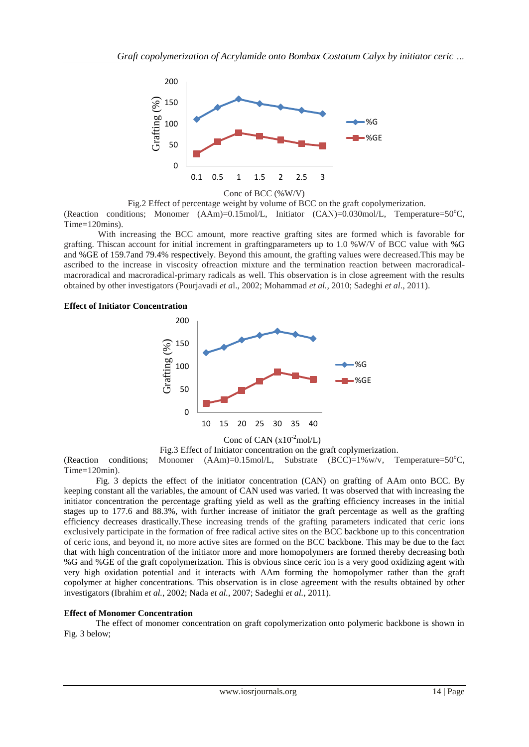Fig.2 Effect of percentage weight by volume of BCC on the graft copolymerization.

(Reaction conditions; Monomer (AAm)=0.15mol/L, Initiator (CAN)=0.030mol/L, Temperature=50°C, Time=120mins).

With increasing the BCC amount, more reactive grafting sites are formed which is favorable for grafting. Thiscan account for initial increment in graftingparameters up to 1.0 %W/V of BCC value with %G and %GE of 159.7and 79.4% respectively. Beyond this amount, the grafting values were decreased.This may be ascribed to the increase in viscosity ofreaction mixture and the termination reaction between macroradical-macroradical and macroradical-primary radicals as well. This observation is in close agreement with the results obtained by other investigators (Pourjavadi *et a*l., 2002; Mohammad *et al.,* 2010; Sadeghi *et al*., 2011).

**Effect of Initiator Concentration**

Fig.3 Effect of Initiator concentration on the graft coplymerization.

(Reaction conditions; Monomer (AAm)=0.15mol/L, Substrate (BCC)=1%w/v, Temperature=50°C, Time=120min).

Fig. 3 depicts the effect of the initiator concentration (CAN) on grafting of AAm onto BCC. By keeping constant all the variables, the amount of CAN used was varied. It was observed that with increasing the initiator concentration the percentage grafting yield as well as the grafting efficiency increases in the initial stages up to 177.6 and 88.3%, with further increase of initiator the graft percentage as well as the grafting efficiency decreases drastically.These increasing trends of the grafting parameters indicated that ceric ions exclusively participate in the formation of free radical active sites on the BCC backbone up to this concentration of ceric ions, and beyond it, no more active sites are formed on the BCC backbone. This may be due to the fact that with high concentration of the initiator more and more homopolymers are formed thereby decreasing both %G and %GE of the graft copolymerization. This is obvious since ceric ion is a very good oxidizing agent with very high oxidation potential and it interacts with AAm forming the homopolymer rather than the graft copolymer at higher concentrations. This observation is in close agreement with the results obtained by other investigators (Ibrahim *et al.,* 2002; Nada *et al.,* 2007; Sadeghi *et al.,* 2011).

**Effect of Monomer Concentration**

The effect of monomer concentration on graft copolymerization onto polymeric backbone is shown in Fig. 3 below;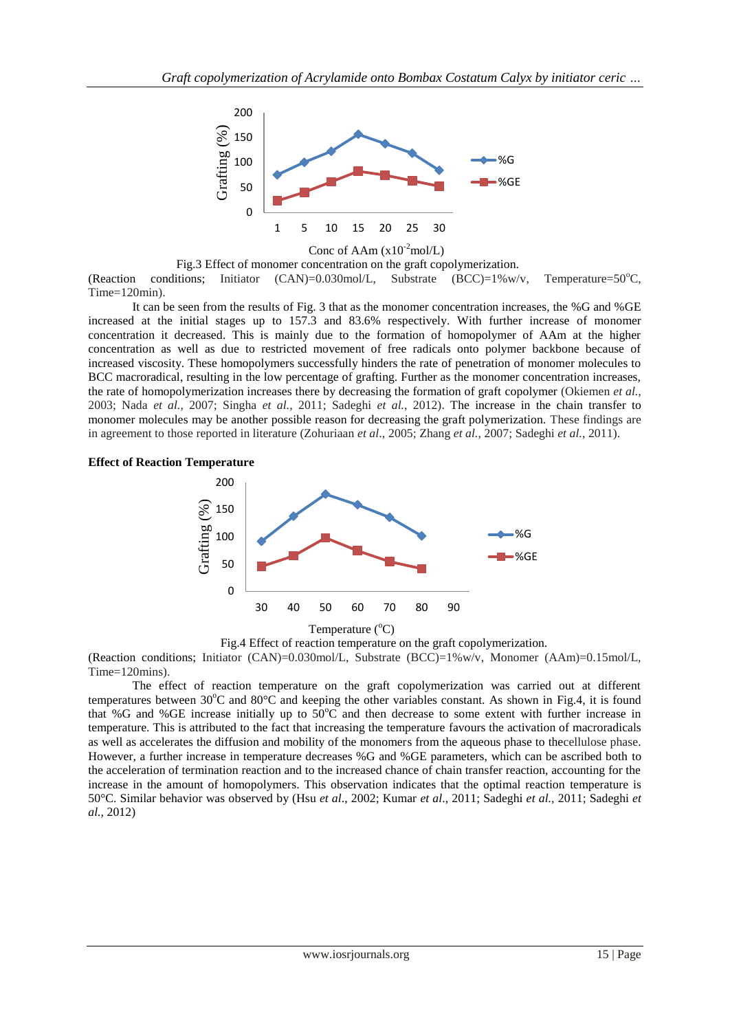Fig.3 Effect of monomer concentration on the graft copolymerization.

(Reaction conditions; Initiator (CAN)=0.030mol/L, Substrate (BCC)=1%w/v, Temperature=50°C, Time=120min).

It can be seen from the results of Fig. 3 that as the monomer concentration increases, the %G and %GE increased at the initial stages up to 157.3 and 83.6% respectively. With further increase of monomer concentration it decreased. This is mainly due to the formation of homopolymer of AAm at the higher concentration as well as due to restricted movement of free radicals onto polymer backbone because of increased viscosity. These homopolymers successfully hinders the rate of penetration of monomer molecules to BCC macroradical, resulting in the low percentage of grafting. Further as the monomer concentration increases, the rate of homopolymerization increases there by decreasing the formation of graft copolymer (Okiemen *et al.,* 2003; Nada *et al.,* 2007; Singha *et al.,* 2011; Sadeghi *et al.,* 2012). The increase in the chain transfer to monomer molecules may be another possible reason for decreasing the graft polymerization. These findings are in agreement to those reported in literature (Zohuriaan *et al*., 2005; Zhang *et al.,* 2007; Sadeghi *et al.*, 2011).

**Effect of Reaction Temperature**

Fig.4 Effect of reaction temperature on the graft copolymerization.

(Reaction conditions; Initiator (CAN)=0.030mol/L, Substrate (BCC)=1%w/v, Monomer (AAm)=0.15mol/L, Time=120mins).

The effect of reaction temperature on the graft copolymerization was carried out at different temperatures between 30°C and 80°C and keeping the other variables constant. As shown in Fig.4, it is found that %G and %GE increase initially up to 50°C and then decrease to some extent with further increase in temperature. This is attributed to the fact that increasing the temperature favours the activation of macroradicals as well as accelerates the diffusion and mobility of the monomers from the aqueous phase to thecellulose phase. However, a further increase in temperature decreases %G and %GE parameters, which can be ascribed both to the acceleration of termination reaction and to the increased chance of chain transfer reaction, accounting for the increase in the amount of homopolymers. This observation indicates that the optimal reaction temperature is 50°C. Similar behavior was observed by (Hsu *et al*., 2002; Kumar *et al*., 2011; Sadeghi *et al.,* 2011; Sadeghi *et al.,* 2012)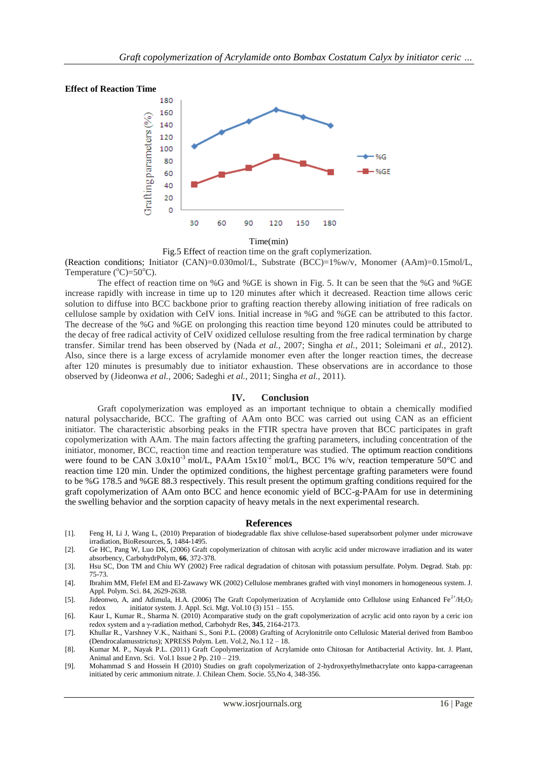**Effect of Reaction Time**

Fig.5 Effect of reaction time on the graft coplymerization.

(Reaction conditions; Initiator (CAN)=0.030mol/L, Substrate (BCC)=1%w/v, Monomer (AAm)=0.15mol/L, Temperature ($^{o}$C)=50$^{o}$C).

The effect of reaction time on %G and %GE is shown in Fig. 5. It can be seen that the %G and %GE increase rapidly with increase in time up to 120 minutes after which it decreased. Reaction time allows ceric solution to diffuse into BCC backbone prior to grafting reaction thereby allowing initiation of free radicals on cellulose sample by oxidation with CeIV ions. Initial increase in %G and %GE can be attributed to this factor. The decrease of the %G and %GE on prolonging this reaction time beyond 120 minutes could be attributed to the decay of free radical activity of CeIV oxidized cellulose resulting from the free radical termination by charge transfer. Similar trend has been observed by (Nada *et al.,* 2007; Singha *et al.,* 2011; Soleimani *et al.*, 2012). Also, since there is a large excess of acrylamide monomer even after the longer reaction times, the decrease after 120 minutes is presumably due to initiator exhaustion. These observations are in accordance to those observed by (Jideonwa *et al.,* 2006; Sadeghi *et al.,* 2011; Singha *et al.,* 2011).

## IV. Conclusion

Graft copolymerization was employed as an important technique to obtain a chemically modified natural polysaccharide, BCC. The grafting of AAm onto BCC was carried out using CAN as an efficient initiator. The characteristic absorbing peaks in the FTIR spectra have proven that BCC participates in graft copolymerization with AAm. The main factors affecting the grafting parameters, including concentration of the initiator, monomer, BCC, reaction time and reaction temperature was studied. The optimum reaction conditions were found to be CAN $3.0 \times 10^{-3}$ mol/L, PAAm $15 \times 10^{-2}$ mol/L, BCC 1% w/v, reaction temperature 50°C and reaction time 120 min. Under the optimized conditions, the highest percentage grafting parameters were found to be %G 178.5 and %GE 88.3 respectively. This result present the optimum grafting conditions required for the graft copolymerization of AAm onto BCC and hence economic yield of BCC-g-PAAm for use in determining the swelling behavior and the sorption capacity of heavy metals in the next experimental research.

## References

[1]. Feng H, Li J, Wang L, (2010) Preparation of biodegradable flax shive cellulose-based superabsorbent polymer under microwave irradiation, BioResources, **5**, 1484-1495.

[2]. Ge HC, Pang W, Luo DK, (2006) Graft copolymerization of chitosan with acrylic acid under microwave irradiation and its water absorbency, CarbohydrPolym, **66**, 372-378.

[3]. Hsu SC, Don TM and Chiu WY (2002) Free radical degradation of chitosan with potassium persulfate. Polym. Degrad. Stab. pp: 75-73.

[4]. Ibrahim MM, Flefel EM and El-Zawawy WK (2002) Cellulose membranes grafted with vinyl monomers in homogeneous system. J. Appl. Polym. Sci. 84, 2629-2638.

[5]. Jideonwo, A, and Adimula, H.A. (2006) The Graft Copolymerization of Acrylamide onto Cellulose using Enhanced $Fe^{2+}/H_2O_2$ redox initiator system. J. Appl. Sci. Mgt. Vol.10 (3) 151 – 155.

[6]. Kaur I., Kumar R., Sharma N. (2010) Acomparative study on the graft copolymerization of acrylic acid onto rayon by a ceric ion redox system and a γ-radiation method, Carbohydr Res, **345**, 2164-2173.

[7]. Khullar R., Varshney V.K., Naithani S., Soni P.L. (2008) Grafting of Acrylonitrile onto Cellulosic Material derived from Bamboo (Dendrocalamusstrictus); XPRESS Polym. Lett. Vol.2, No.1 12 – 18.

[8]. Kumar M. P., Nayak P.L. (2011) Graft Copolymerization of Acrylamide onto Chitosan for Antibacterial Activity. Int. J. Plant, Animal and Envn. Sci. Vol.1 Issue 2 Pp. 210 – 219.

[9]. Mohammad S and Hossein H (2010) Studies on graft copolymerization of 2-hydroxyethylmethacrylate onto kappa-carrageenan initiated by ceric ammonium nitrate. J. Chilean Chem. Socie. 55,No 4, 348-356.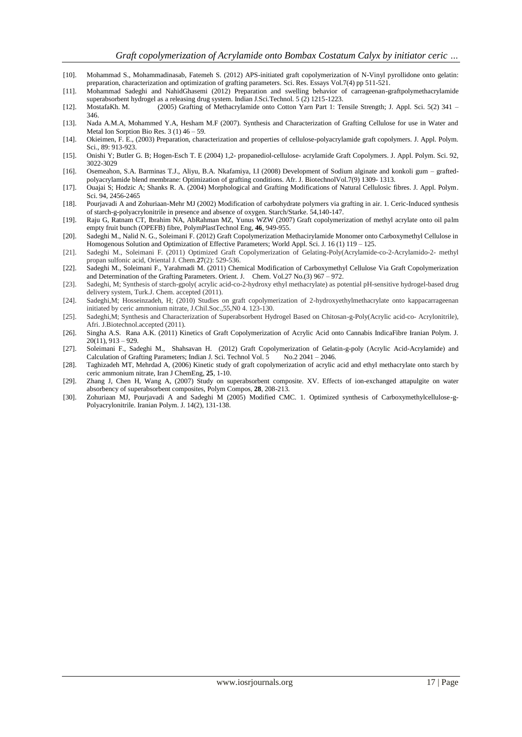[10]. Mohammad S., Mohammadinasab, Fatemeh S. (2012) APS-initiated graft copolymerization of N-Vinyl pyrollidone onto gelatin: preparation, characterization and optimization of grafting parameters. Sci. Res. Essays Vol.7(4) pp 511-521.

[11]. Mohammad Sadeghi and NahidGhasemi (2012) Preparation and swelling behavior of carrageenan-graftpolymethacrylamide superabsorbent hydrogel as a releasing drug system. Indian J.Sci.Technol. 5 (2) 1215-1223.

[12]. MostafaKh. M. (2005) Grafting of Methacrylamide onto Cotton Yarn Part 1: Tensile Strength; J. Appl. Sci. 5(2) 341 – 346.

[13]. Nada A.M.A, Mohammed Y.A, Hesham M.F (2007). Synthesis and Characterization of Grafting Cellulose for use in Water and Metal Ion Sorption Bio Res. 3 (1) 46 – 59.

[14]. Okieimen, F. E., (2003) Preparation, characterization and properties of cellulose-polyacrylamide graft copolymers. J. Appl. Polym. Sci., 89: 913-923.

[15]. Onishi Y; Butler G. B; Hogen-Esch T. E (2004) 1,2- propanediol-cellulose- acrylamide Graft Copolymers. J. Appl. Polym. Sci. 92, 3022-3029

[16]. Osemeahon, S.A. Barminas T.J., Aliyu, B.A. Nkafamiya, I.I (2008) Development of Sodium alginate and konkoli gum – grafted-polyacrylamide blend membrane: Optimization of grafting conditions. Afr. J. BiotechnolVol.7(9) 1309- 1313.

[17]. Ouajai S; Hodzic A; Shanks R. A. (2004) Morphological and Grafting Modifications of Natural Cellulosic fibres. J. Appl. Polym. Sci. 94, 2456-2465

[18]. Pourjavadi A and Zohuriaan-Mehr MJ (2002) Modification of carbohydrate polymers via grafting in air. 1. Ceric-Induced synthesis of starch-g-polyacrylonitrile in presence and absence of oxygen. Starch/Starke. 54,140-147.

[19]. Raju G, Ratnam CT, Ibrahim NA, AbRahman MZ, Yunus WZW (2007) Graft copolymerization of methyl acrylate onto oil palm empty fruit bunch (OPEFB) fibre, PolymPlastTechnol Eng, **46**, 949-955.

[20]. Sadeghi M., Nalid N. G., Soleimani F. (2012) Graft Copolymerization Methacirylamide Monomer onto Carboxymethyl Cellulose in Homogenous Solution and Optimization of Effective Parameters; World Appl. Sci. J. 16 (1) 119 – 125.

[21]. Sadeghi M., Soleimani F. (2011) Optimized Graft Copolymerization of Gelating-Poly(Acrylamide-co-2-Acrylamido-2- methyl propan sulfonic acid, Oriental J. Chem.**27**(2): 529-536.

[22]. Sadeghi M., Soleimani F., Yarahmadi M. (2011) Chemical Modification of Carboxymethyl Cellulose Via Graft Copolymerization and Determination of the Grafting Parameters. Orient. J. Chem. Vol.27 No.(3) 967 – 972.

[23]. Sadeghi, M; Synthesis of starch-gpoly( acrylic acid-co-2-hydroxy ethyl methacrylate) as potential pH-sensitive hydrogel-based drug delivery system, Turk.J. Chem. accepted (2011).

[24]. Sadeghi,M; Hosseinzadeh, H; (2010) Studies on graft copolymerization of 2-hydroxyethylmethacrylate onto kappacarrageenan initiated by ceric ammonium nitrate, J.Chil.Soc.,55,N0 4. 123-130.

[25]. Sadeghi,M; Synthesis and Characterization of Superabsorbent Hydrogel Based on Chitosan-g-Poly(Acrylic acid-co- Acrylonitrile), Afri. J.Biotechnol.accepted (2011).

[26]. Singha A.S. Rana A.K. (2011) Kinetics of Graft Copolymerization of Acrylic Acid onto Cannabis IndicaFibre Iranian Polym. J. 20(11), 913 – 929.

[27]. Soleimani F., Sadeghi M., Shahsavan H. (2012) Graft Copolymerization of Gelatin-g-poly (Acrylic Acid-Acrylamide) and Calculation of Grafting Parameters; Indian J. Sci. Technol Vol. 5 No.2 2041 – 2046.

[28]. Taghizadeh MT, Mehrdad A, (2006) Kinetic study of graft copolymerization of acrylic acid and ethyl methacrylate onto starch by ceric ammonium nitrate, Iran J ChemEng, **25**, 1-10.

[29]. Zhang J, Chen H, Wang A, (2007) Study on superabsorbent composite. XV. Effects of ion-exchanged attapulgite on water absorbency of superabsorbent composites, Polym Compos, **28**, 208-213.

[30]. Zohuriaan MJ, Pourjavadi A and Sadeghi M (2005) Modified CMC. 1. Optimized synthesis of Carboxymethylcellulose-g-Polyacrylonitrile. Iranian Polym. J. 14(2), 131-138.